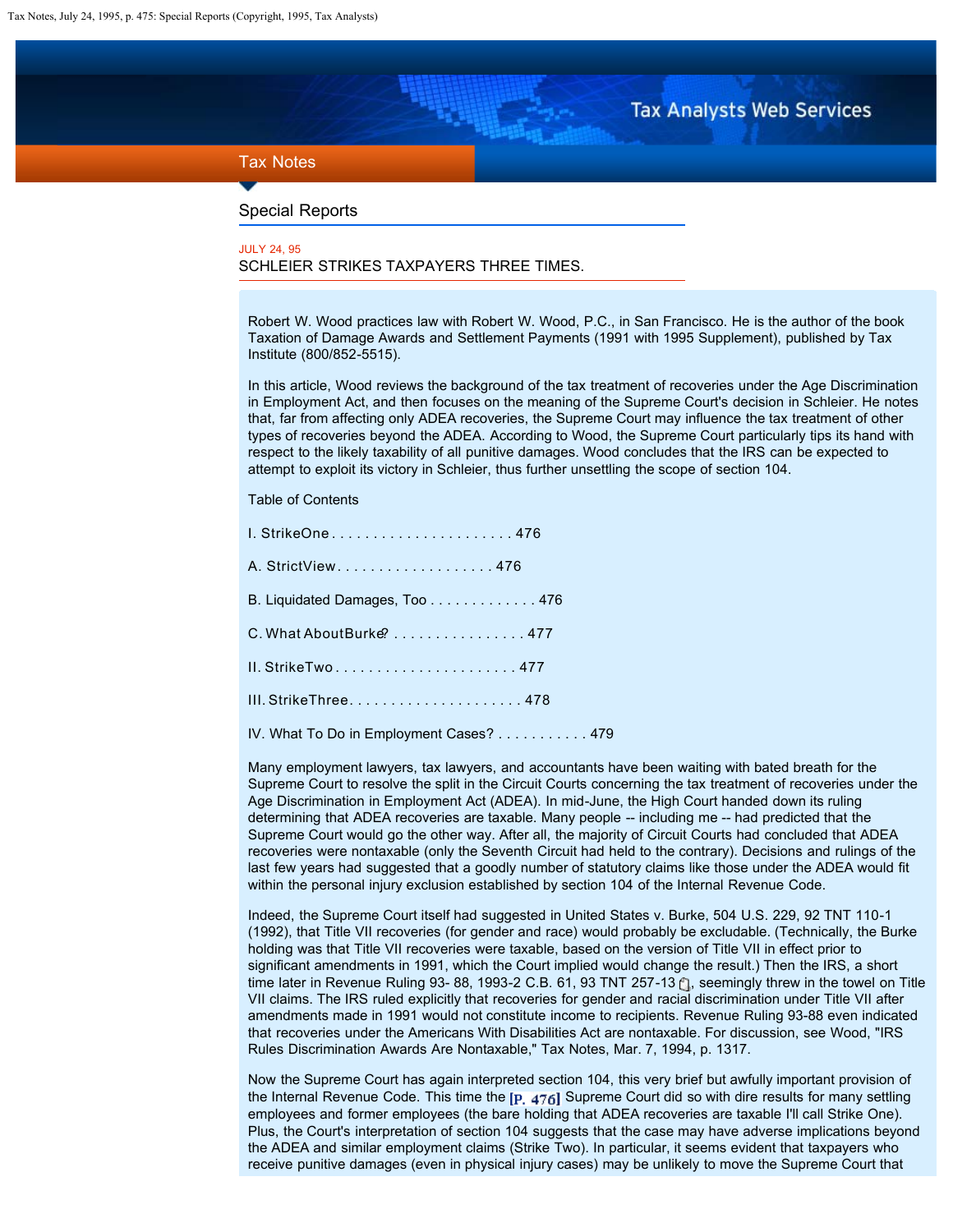## Special Reports

JULY 24, 95

# SCHLEIER STRIKES TAXPAYERS THREE TIMES.

Robert W. Wood practices law with Robert W. Wood, P.C., in San Francisco. He is the author of the book Taxation of Damage Awards and Settlement Payments (1991 with 1995 Supplement), published by Tax Institute (800/852-5515).

In this article, Wood reviews the background of the tax treatment of recoveries under the Age Discrimination in Employment Act, and then focuses on the meaning of the Supreme Court's decision in Schleier. He notes that, far from affecting only ADEA recoveries, the Supreme Court may influence the tax treatment of other types of recoveries beyond the ADEA. According to Wood, the Supreme Court particularly tips its hand with respect to the likely taxability of all punitive damages. Wood concludes that the IRS can be expected to attempt to exploit its victory in Schleier, thus further unsettling the scope of section 104.

Table of Contents

I. Strike One . . . . . . . . . . . . . . . . . . . . . . 476

A. Strict View . . . . . . . . . . . . . . . . . . . 476

B. Liquidated Damages, Too . . . . . . . . . . . . . 476

C. What About Burke? . . . . . . . . . . . . . . . . 477

II. Strike Two . . . . . . . . . . . . . . . . . . . . . . 477

III. Strike Three. . . . . . . . . . . . . . . . . . . . . 478

IV. What To Do in Employment Cases? . . . . . . . . . . . 479

Many employment lawyers, tax lawyers, and accountants have been waiting with bated breath for the Supreme Court to resolve the split in the Circuit Courts concerning the tax treatment of recoveries under the Age Discrimination in Employment Act (ADEA). In mid-June, the High Court handed down its ruling determining that ADEA recoveries are taxable. Many people -- including me -- had predicted that the Supreme Court would go the other way. After all, the majority of Circuit Courts had concluded that ADEA recoveries were nontaxable (only the Seventh Circuit had held to the contrary). Decisions and rulings of the last few years had suggested that a goodly number of statutory claims like those under the ADEA would fit within the personal injury exclusion established by section 104 of the Internal Revenue Code.

Indeed, the Supreme Court itself had suggested in United States v. Burke, 504 U.S. 229, 92 TNT 110-1 (1992), that Title VII recoveries (for gender and race) would probably be excludable. (Technically, the Burke holding was that Title VII recoveries were taxable, based on the version of Title VII in effect prior to significant amendments in 1991, which the Court implied would change the result.) Then the IRS, a short time later in Revenue Ruling 93- 88, 1993-2 C.B. 61, 93 TNT 257-13, seemingly threw in the towel on Title VII claims. The IRS ruled explicitly that recoveries for gender and racial discrimination under Title VII after amendments made in 1991 would not constitute income to recipients. Revenue Ruling 93-88 even indicated that recoveries under the Americans With Disabilities Act are nontaxable. For discussion, see Wood, "IRS Rules Discrimination Awards Are Nontaxable," Tax Notes, Mar. 7, 1994, p. 1317.

Now the Supreme Court has again interpreted section 104, this very brief but awfully important provision of the Internal Revenue Code. This time the [P. 476] Supreme Court did so with dire results for many settling employees and former employees (the bare holding that ADEA recoveries are taxable I'll call Strike One). Plus, the Court's interpretation of section 104 suggests that the case may have adverse implications beyond the ADEA and similar employment claims (Strike Two). In particular, it seems evident that taxpayers who receive punitive damages (even in physical injury cases) may be unlikely to move the Supreme Court that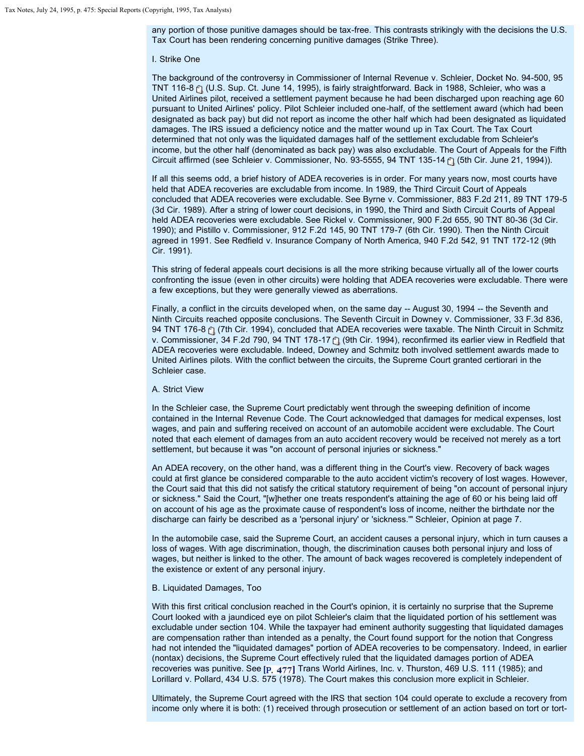any portion of those punitive damages should be tax-free. This contrasts strikingly with the decisions the U.S. Tax Court has been rendering concerning punitive damages (Strike Three).

## I. Strike One

The background of the controversy in Commissioner of Internal Revenue v. Schleier, Docket No. 94-500, 95 TNT 116-8 (U.S. Sup. Ct. June 14, 1995), is fairly straightforward. Back in 1988, Schleier, who was a United Airlines pilot, received a settlement payment because he had been discharged upon reaching age 60 pursuant to United Airlines' policy. Pilot Schleier included one-half, of the settlement award (which had been designated as back pay) but did not report as income the other half which had been designated as liquidated damages. The IRS issued a deficiency notice and the matter wound up in Tax Court. The Tax Court determined that not only was the liquidated damages half of the settlement excludable from Schleier's income, but the other half (denominated as back pay) was also excludable. The Court of Appeals for the Fifth Circuit affirmed (see Schleier v. Commissioner, No. 93-5555, 94 TNT 135-14 (5th Cir. June 21, 1994)).

If all this seems odd, a brief history of ADEA recoveries is in order. For many years now, most courts have held that ADEA recoveries are excludable from income. In 1989, the Third Circuit Court of Appeals concluded that ADEA recoveries were excludable. See Byrne v. Commissioner, 883 F.2d 211, 89 TNT 179-5 (3d Cir. 1989). After a string of lower court decisions, in 1990, the Third and Sixth Circuit Courts of Appeal held ADEA recoveries were excludable. See Rickel v. Commissioner, 900 F.2d 655, 90 TNT 80-36 (3d Cir. 1990); and Pistillo v. Commissioner, 912 F.2d 145, 90 TNT 179-7 (6th Cir. 1990). Then the Ninth Circuit agreed in 1991. See Redfield v. Insurance Company of North America, 940 F.2d 542, 91 TNT 172-12 (9th Cir. 1991).

This string of federal appeals court decisions is all the more striking because virtually all of the lower courts confronting the issue (even in other circuits) were holding that ADEA recoveries were excludable. There were a few exceptions, but they were generally viewed as aberrations.

Finally, a conflict in the circuits developed when, on the same day -- August 30, 1994 -- the Seventh and Ninth Circuits reached opposite conclusions. The Seventh Circuit in Downey v. Commissioner, 33 F.3d 836, 94 TNT 176-8 (7th Cir. 1994), concluded that ADEA recoveries were taxable. The Ninth Circuit in Schmitz v. Commissioner, 34 F.2d 790, 94 TNT 178-17 (9th Cir. 1994), reconfirmed its earlier view in Redfield that ADEA recoveries were excludable. Indeed, Downey and Schmitz both involved settlement awards made to United Airlines pilots. With the conflict between the circuits, the Supreme Court granted certiorari in the Schleier case.

### A. Strict View

In the Schleier case, the Supreme Court predictably went through the sweeping definition of income contained in the Internal Revenue Code. The Court acknowledged that damages for medical expenses, lost wages, and pain and suffering received on account of an automobile accident were excludable. The Court noted that each element of damages from an auto accident recovery would be received not merely as a tort settlement, but because it was "on account of personal injuries or sickness."

An ADEA recovery, on the other hand, was a different thing in the Court's view. Recovery of back wages could at first glance be considered comparable to the auto accident victim's recovery of lost wages. However, the Court said that this did not satisfy the critical statutory requirement of being "on account of personal injury or sickness." Said the Court, "[w]hether one treats respondent's attaining the age of 60 or his being laid off on account of his age as the proximate cause of respondent's loss of income, neither the birthdate nor the discharge can fairly be described as a 'personal injury' or 'sickness.'" Schleier, Opinion at page 7.

In the automobile case, said the Supreme Court, an accident causes a personal injury, which in turn causes a loss of wages. With age discrimination, though, the discrimination causes both personal injury and loss of wages, but neither is linked to the other. The amount of back wages recovered is completely independent of the existence or extent of any personal injury.

### B. Liquidated Damages, Too

With this first critical conclusion reached in the Court's opinion, it is certainly no surprise that the Supreme Court looked with a jaundiced eye on pilot Schleier's claim that the liquidated portion of his settlement was excludable under section 104. While the taxpayer had eminent authority suggesting that liquidated damages are compensation rather than intended as a penalty, the Court found support for the notion that Congress had not intended the "liquidated damages" portion of ADEA recoveries to be compensatory. Indeed, in earlier (nontax) decisions, the Supreme Court effectively ruled that the liquidated damages portion of ADEA recoveries was punitive. See [P. 477] Trans World Airlines, Inc. v. Thurston, 469 U.S. 111 (1985); and Lorillard v. Pollard, 434 U.S. 575 (1978). The Court makes this conclusion more explicit in Schleier.

Ultimately, the Supreme Court agreed with the IRS that section 104 could operate to exclude a recovery from income only where it is both: (1) received through prosecution or settlement of an action based on tort or tort-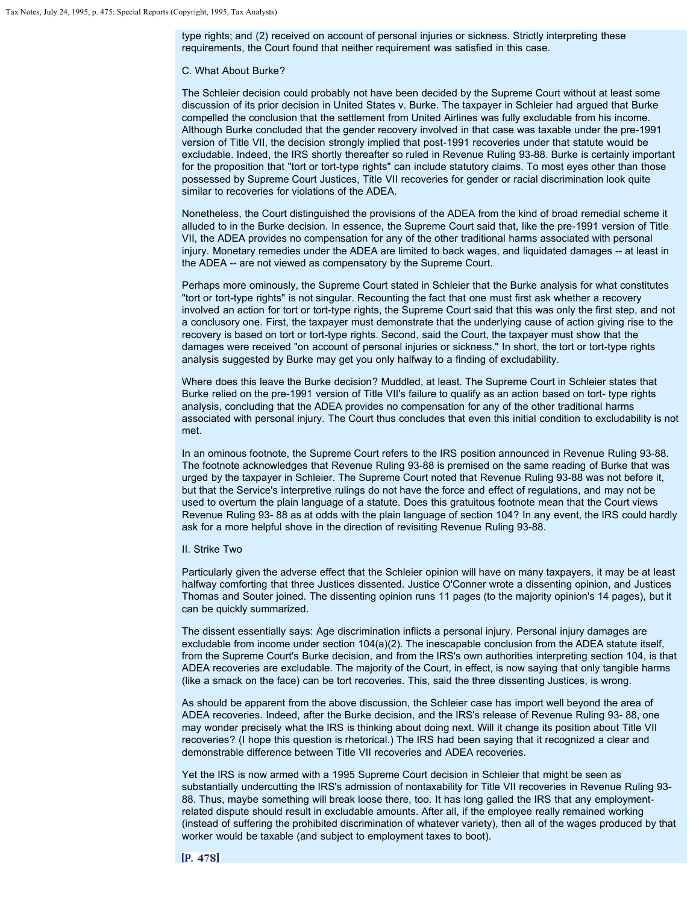type rights; and (2) received on account of personal injuries or sickness. Strictly interpreting these requirements, the Court found that neither requirement was satisfied in this case.

C. What About Burke?

The Schleier decision could probably not have been decided by the Supreme Court without at least some discussion of its prior decision in United States v. Burke. The taxpayer in Schleier had argued that Burke compelled the conclusion that the settlement from United Airlines was fully excludable from his income. Although Burke concluded that the gender recovery involved in that case was taxable under the pre-1991 version of Title VII, the decision strongly implied that post-1991 recoveries under that statute would be excludable. Indeed, the IRS shortly thereafter so ruled in Revenue Ruling 93-88. Burke is certainly important for the proposition that "tort or tort-type rights" can include statutory claims. To most eyes other than those possessed by Supreme Court Justices, Title VII recoveries for gender or racial discrimination look quite similar to recoveries for violations of the ADEA.

Nonetheless, the Court distinguished the provisions of the ADEA from the kind of broad remedial scheme it alluded to in the Burke decision. In essence, the Supreme Court said that, like the pre-1991 version of Title VII, the ADEA provides no compensation for any of the other traditional harms associated with personal injury. Monetary remedies under the ADEA are limited to back wages, and liquidated damages -- at least in the ADEA -- are not viewed as compensatory by the Supreme Court.

Perhaps more ominously, the Supreme Court stated in Schleier that the Burke analysis for what constitutes "tort or tort-type rights" is not singular. Recounting the fact that one must first ask whether a recovery involved an action for tort or tort-type rights, the Supreme Court said that this was only the first step, and not a conclusory one. First, the taxpayer must demonstrate that the underlying cause of action giving rise to the recovery is based on tort or tort-type rights. Second, said the Court, the taxpayer must show that the damages were received "on account of personal injuries or sickness." In short, the tort or tort-type rights analysis suggested by Burke may get you only halfway to a finding of excludability.

Where does this leave the Burke decision? Muddled, at least. The Supreme Court in Schleier states that Burke relied on the pre-1991 version of Title VII's failure to qualify as an action based on tort- type rights analysis, concluding that the ADEA provides no compensation for any of the other traditional harms associated with personal injury. The Court thus concludes that even this initial condition to excludability is not met.

In an ominous footnote, the Supreme Court refers to the IRS position announced in Revenue Ruling 93-88. The footnote acknowledges that Revenue Ruling 93-88 is premised on the same reading of Burke that was urged by the taxpayer in Schleier. The Supreme Court noted that Revenue Ruling 93-88 was not before it, but that the Service's interpretive rulings do not have the force and effect of regulations, and may not be used to overturn the plain language of a statute. Does this gratuitous footnote mean that the Court views Revenue Ruling 93- 88 as at odds with the plain language of section 104? In any event, the IRS could hardly ask for a more helpful shove in the direction of revisiting Revenue Ruling 93-88.

II. Strike Two

Particularly given the adverse effect that the Schleier opinion will have on many taxpayers, it may be at least halfway comforting that three Justices dissented. Justice O'Conner wrote a dissenting opinion, and Justices Thomas and Souter joined. The dissenting opinion runs 11 pages (to the majority opinion's 14 pages), but it can be quickly summarized.

The dissent essentially says: Age discrimination inflicts a personal injury. Personal injury damages are excludable from income under section 104(a)(2). The inescapable conclusion from the ADEA statute itself, from the Supreme Court's Burke decision, and from the IRS's own authorities interpreting section 104, is that ADEA recoveries are excludable. The majority of the Court, in effect, is now saying that only tangible harms (like a smack on the face) can be tort recoveries. This, said the three dissenting Justices, is wrong.

As should be apparent from the above discussion, the Schleier case has import well beyond the area of ADEA recoveries. Indeed, after the Burke decision, and the IRS's release of Revenue Ruling 93- 88, one may wonder precisely what the IRS is thinking about doing next. Will it change its position about Title VII recoveries? (I hope this question is rhetorical.) The IRS had been saying that it recognized a clear and demonstrable difference between Title VII recoveries and ADEA recoveries.

Yet the IRS is now armed with a 1995 Supreme Court decision in Schleier that might be seen as substantially undercutting the IRS's admission of nontaxability for Title VII recoveries in Revenue Ruling 93-88. Thus, maybe something will break loose there, too. It has long galled the IRS that any employment-related dispute should result in excludable amounts. After all, if the employee really remained working (instead of suffering the prohibited discrimination of whatever variety), then all of the wages produced by that worker would be taxable (and subject to employment taxes to boot).

[P. 478]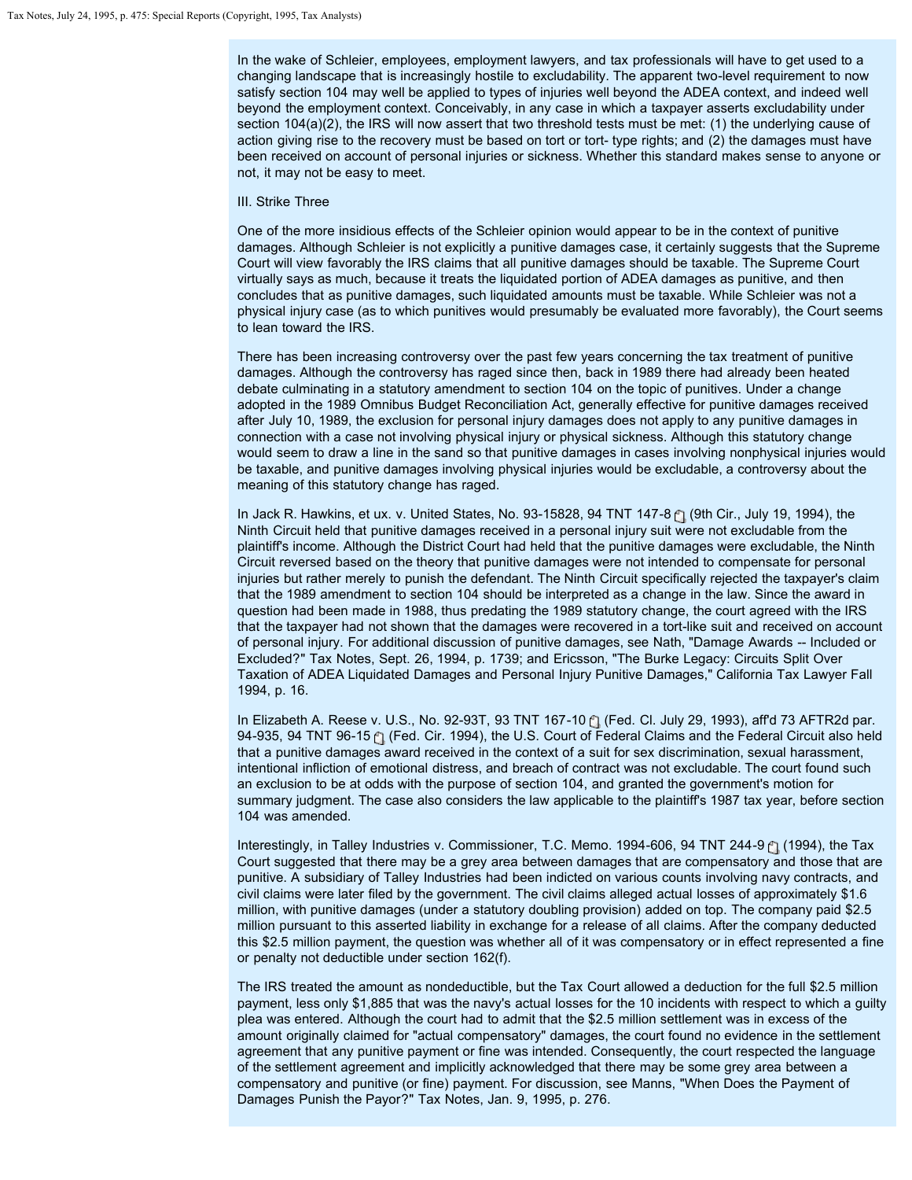In the wake of Schleier, employees, employment lawyers, and tax professionals will have to get used to a changing landscape that is increasingly hostile to excludability. The apparent two-level requirement to now satisfy section 104 may well be applied to types of injuries well beyond the ADEA context, and indeed well beyond the employment context. Conceivably, in any case in which a taxpayer asserts excludability under section 104(a)(2), the IRS will now assert that two threshold tests must be met: (1) the underlying cause of action giving rise to the recovery must be based on tort or tort- type rights; and (2) the damages must have been received on account of personal injuries or sickness. Whether this standard makes sense to anyone or not, it may not be easy to meet.

## III. Strike Three

One of the more insidious effects of the Schleier opinion would appear to be in the context of punitive damages. Although Schleier is not explicitly a punitive damages case, it certainly suggests that the Supreme Court will view favorably the IRS claims that all punitive damages should be taxable. The Supreme Court virtually says as much, because it treats the liquidated portion of ADEA damages as punitive, and then concludes that as punitive damages, such liquidated amounts must be taxable. While Schleier was not a physical injury case (as to which punitives would presumably be evaluated more favorably), the Court seems to lean toward the IRS.

There has been increasing controversy over the past few years concerning the tax treatment of punitive damages. Although the controversy has raged since then, back in 1989 there had already been heated debate culminating in a statutory amendment to section 104 on the topic of punitives. Under a change adopted in the 1989 Omnibus Budget Reconciliation Act, generally effective for punitive damages received after July 10, 1989, the exclusion for personal injury damages does not apply to any punitive damages in connection with a case not involving physical injury or physical sickness. Although this statutory change would seem to draw a line in the sand so that punitive damages in cases involving nonphysical injuries would be taxable, and punitive damages involving physical injuries would be excludable, a controversy about the meaning of this statutory change has raged.

In Jack R. Hawkins, et ux. v. United States, No. 93-15828, 94 TNT 147-8 (9th Cir., July 19, 1994), the Ninth Circuit held that punitive damages received in a personal injury suit were not excludable from the plaintiff's income. Although the District Court had held that the punitive damages were excludable, the Ninth Circuit reversed based on the theory that punitive damages were not intended to compensate for personal injuries but rather merely to punish the defendant. The Ninth Circuit specifically rejected the taxpayer's claim that the 1989 amendment to section 104 should be interpreted as a change in the law. Since the award in question had been made in 1988, thus predating the 1989 statutory change, the court agreed with the IRS that the taxpayer had not shown that the damages were recovered in a tort-like suit and received on account of personal injury. For additional discussion of punitive damages, see Nath, "Damage Awards -- Included or Excluded?" Tax Notes, Sept. 26, 1994, p. 1739; and Ericsson, "The Burke Legacy: Circuits Split Over Taxation of ADEA Liquidated Damages and Personal Injury Punitive Damages," California Tax Lawyer Fall 1994, p. 16.

In Elizabeth A. Reese v. U.S., No. 92-93T, 93 TNT 167-10 (Fed. Cl. July 29, 1993), aff'd 73 AFTR2d par. 94-935, 94 TNT 96-15 (Fed. Cir. 1994), the U.S. Court of Federal Claims and the Federal Circuit also held that a punitive damages award received in the context of a suit for sex discrimination, sexual harassment, intentional infliction of emotional distress, and breach of contract was not excludable. The court found such an exclusion to be at odds with the purpose of section 104, and granted the government's motion for summary judgment. The case also considers the law applicable to the plaintiff's 1987 tax year, before section 104 was amended.

Interestingly, in Talley Industries v. Commissioner, T.C. Memo. 1994-606, 94 TNT 244-9 (1994), the Tax Court suggested that there may be a grey area between damages that are compensatory and those that are punitive. A subsidiary of Talley Industries had been indicted on various counts involving navy contracts, and civil claims were later filed by the government. The civil claims alleged actual losses of approximately $1.6 million, with punitive damages (under a statutory doubling provision) added on top. The company paid $2.5 million pursuant to this asserted liability in exchange for a release of all claims. After the company deducted this $2.5 million payment, the question was whether all of it was compensatory or in effect represented a fine or penalty not deductible under section 162(f).

The IRS treated the amount as nondeductible, but the Tax Court allowed a deduction for the full $2.5 million payment, less only $1,885 that was the navy's actual losses for the 10 incidents with respect to which a guilty plea was entered. Although the court had to admit that the $2.5 million settlement was in excess of the amount originally claimed for "actual compensatory" damages, the court found no evidence in the settlement agreement that any punitive payment or fine was intended. Consequently, the court respected the language of the settlement agreement and implicitly acknowledged that there may be some grey area between a compensatory and punitive (or fine) payment. For discussion, see Manns, "When Does the Payment of Damages Punish the Payor?" Tax Notes, Jan. 9, 1995, p. 276.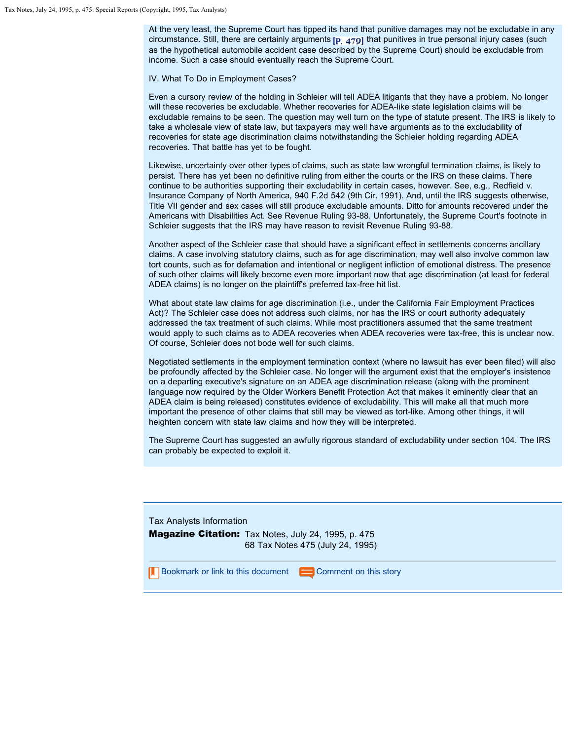At the very least, the Supreme Court has tipped its hand that punitive damages may not be excludable in any circumstance. Still, there are certainly arguments [P. 479] that punitives in true personal injury cases (such as the hypothetical automobile accident case described by the Supreme Court) should be excludable from income. Such a case should eventually reach the Supreme Court.

IV. What To Do in Employment Cases?

Even a cursory review of the holding in Schleier will tell ADEA litigants that they have a problem. No longer will these recoveries be excludable. Whether recoveries for ADEA-like state legislation claims will be excludable remains to be seen. The question may well turn on the type of statute present. The IRS is likely to take a wholesale view of state law, but taxpayers may well have arguments as to the excludability of recoveries for state age discrimination claims notwithstanding the Schleier holding regarding ADEA recoveries. That battle has yet to be fought.

Likewise, uncertainty over other types of claims, such as state law wrongful termination claims, is likely to persist. There has yet been no definitive ruling from either the courts or the IRS on these claims. There continue to be authorities supporting their excludability in certain cases, however. See, e.g., Redfield v. Insurance Company of North America, 940 F.2d 542 (9th Cir. 1991). And, until the IRS suggests otherwise, Title VII gender and sex cases will still produce excludable amounts. Ditto for amounts recovered under the Americans with Disabilities Act. See Revenue Ruling 93-88. Unfortunately, the Supreme Court's footnote in Schleier suggests that the IRS may have reason to revisit Revenue Ruling 93-88.

Another aspect of the Schleier case that should have a significant effect in settlements concerns ancillary claims. A case involving statutory claims, such as for age discrimination, may well also involve common law tort counts, such as for defamation and intentional or negligent infliction of emotional distress. The presence of such other claims will likely become even more important now that age discrimination (at least for federal ADEA claims) is no longer on the plaintiff's preferred tax-free hit list.

What about state law claims for age discrimination (i.e., under the California Fair Employment Practices Act)? The Schleier case does not address such claims, nor has the IRS or court authority adequately addressed the tax treatment of such claims. While most practitioners assumed that the same treatment would apply to such claims as to ADEA recoveries when ADEA recoveries were tax-free, this is unclear now. Of course, Schleier does not bode well for such claims.

Negotiated settlements in the employment termination context (where no lawsuit has ever been filed) will also be profoundly affected by the Schleier case. No longer will the argument exist that the employer's insistence on a departing executive's signature on an ADEA age discrimination release (along with the prominent language now required by the Older Workers Benefit Protection Act that makes it eminently clear that an ADEA claim is being released) constitutes evidence of excludability. This will make all that much more important the presence of other claims that still may be viewed as tort-like. Among other things, it will heighten concern with state law claims and how they will be interpreted.

The Supreme Court has suggested an awfully rigorous standard of excludability under section 104. The IRS can probably be expected to exploit it.

Tax Analysts Information

**Magazine Citation:** Tax Notes, July 24, 1995, p. 475
68 Tax Notes 475 (July 24, 1995)

Bookmark or link to this document    Comment on this story